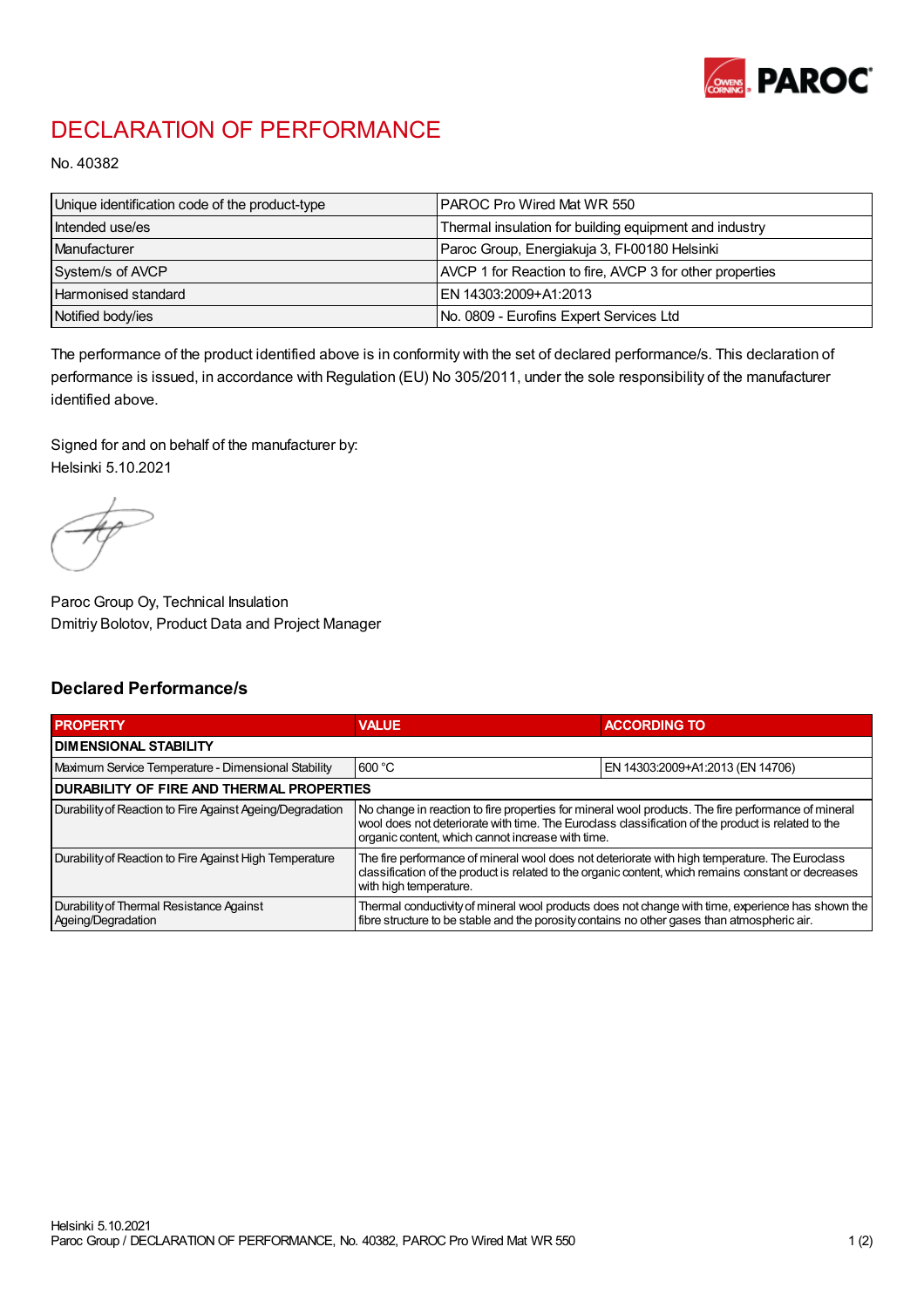# DECLARATION OF PERFORMANCE

No. 40382

| Unique identification code of the product-type | PAROC Pro Wired Mat WR 550 |
|---|---|
| Intended use/es | Thermal insulation for building equipment and industry |
| Manufacturer | Paroc Group, Energiakuja 3, FI-00180 Helsinki |
| System/s of AVCP | AVCP 1 for Reaction to fire, AVCP 3 for other properties |
| Harmonised standard | EN 14303:2009+A1:2013 |
| Notified body/ies | No. 0809 - Eurofins Expert Services Ltd |

The performance of the product identified above is in conformity with the set of declared performance/s. This declaration of performance is issued, in accordance with Regulation (EU) No 305/2011, under the sole responsibility of the manufacturer identified above.

Signed for and on behalf of the manufacturer by:
Helsinki 5.10.2021

Paroc Group Oy, Technical Insulation
Dmitriy Bolotov, Product Data and Project Manager

## Declared Performance/s

| PROPERTY | VALUE | ACCORDING TO |
|---|---|---|
| **DIMENSIONAL STABILITY** | | |
| Maximum Service Temperature - Dimensional Stability | 600 °C | EN 14303:2009+A1:2013 (EN 14706) |
| **DURABILITY OF FIRE AND THERMAL PROPERTIES** | | |
| Durability of Reaction to Fire Against Ageing/Degradation | No change in reaction to fire properties for mineral wool products. The fire performance of mineral wool does not deteriorate with time. The Euroclass classification of the product is related to the organic content, which cannot increase with time. | |
| Durability of Reaction to Fire Against High Temperature | The fire performance of mineral wool does not deteriorate with high temperature. The Euroclass classification of the product is related to the organic content, which remains constant or decreases with high temperature. | |
| Durability of Thermal Resistance Against Ageing/Degradation | Thermal conductivity of mineral wool products does not change with time, experience has shown the fibre structure to be stable and the porosity contains no other gases than atmospheric air. | |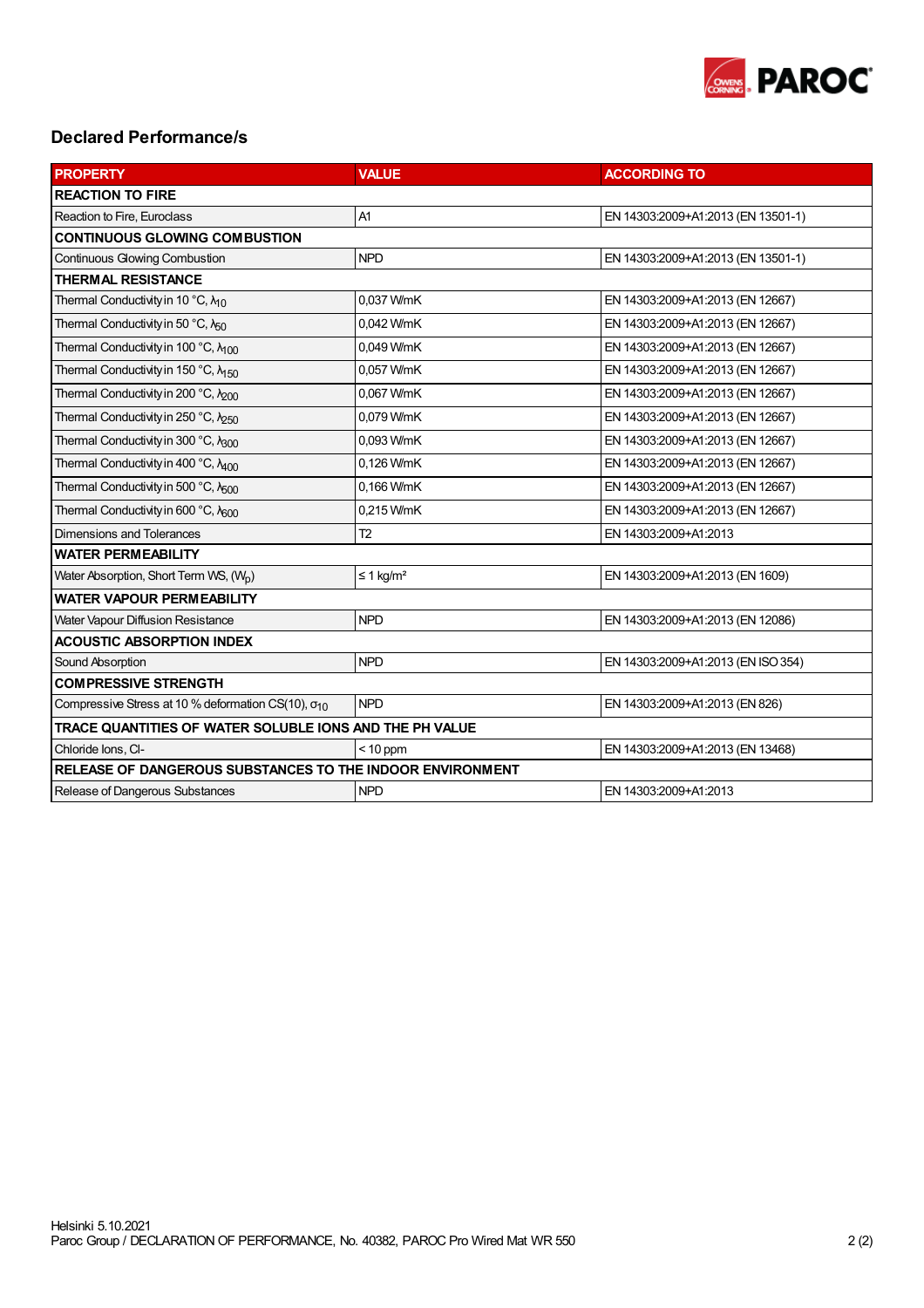## Declared Performance/s

| PROPERTY | VALUE | ACCORDING TO |
|---|---|---|
| **REACTION TO FIRE** | | |
| Reaction to Fire, Euroclass | A1 | EN 14303:2009+A1:2013 (EN 13501-1) |
| **CONTINUOUS GLOWING COMBUSTION** | | |
| Continuous Glowing Combustion | NPD | EN 14303:2009+A1:2013 (EN 13501-1) |
| **THERMAL RESISTANCE** | | |
| Thermal Conductivity in 10 °C, $\lambda_{10}$ | 0,037 W/mK | EN 14303:2009+A1:2013 (EN 12667) |
| Thermal Conductivity in 50 °C, $\lambda_{50}$ | 0,042 W/mK | EN 14303:2009+A1:2013 (EN 12667) |
| Thermal Conductivity in 100 °C, $\lambda_{100}$ | 0,049 W/mK | EN 14303:2009+A1:2013 (EN 12667) |
| Thermal Conductivity in 150 °C, $\lambda_{150}$ | 0,057 W/mK | EN 14303:2009+A1:2013 (EN 12667) |
| Thermal Conductivity in 200 °C, $\lambda_{200}$ | 0,067 W/mK | EN 14303:2009+A1:2013 (EN 12667) |
| Thermal Conductivity in 250 °C, $\lambda_{250}$ | 0,079 W/mK | EN 14303:2009+A1:2013 (EN 12667) |
| Thermal Conductivity in 300 °C, $\lambda_{300}$ | 0,093 W/mK | EN 14303:2009+A1:2013 (EN 12667) |
| Thermal Conductivity in 400 °C, $\lambda_{400}$ | 0,126 W/mK | EN 14303:2009+A1:2013 (EN 12667) |
| Thermal Conductivity in 500 °C, $\lambda_{500}$ | 0,166 W/mK | EN 14303:2009+A1:2013 (EN 12667) |
| Thermal Conductivity in 600 °C, $\lambda_{600}$ | 0,215 W/mK | EN 14303:2009+A1:2013 (EN 12667) |
| Dimensions and Tolerances | T2 | EN 14303:2009+A1:2013 |
| **WATER PERMEABILITY** | | |
| Water Absorption, Short Term WS, ($W_p$) | ≤ 1 kg/m² | EN 14303:2009+A1:2013 (EN 1609) |
| **WATER VAPOUR PERMEABILITY** | | |
| Water Vapour Diffusion Resistance | NPD | EN 14303:2009+A1:2013 (EN 12086) |
| **ACOUSTIC ABSORPTION INDEX** | | |
| Sound Absorption | NPD | EN 14303:2009+A1:2013 (EN ISO 354) |
| **COMPRESSIVE STRENGTH** | | |
| Compressive Stress at 10 % deformation CS(10), $\sigma_{10}$ | NPD | EN 14303:2009+A1:2013 (EN 826) |
| **TRACE QUANTITIES OF WATER SOLUBLE IONS AND THE PH VALUE** | | |
| Chloride Ions, Cl- | < 10 ppm | EN 14303:2009+A1:2013 (EN 13468) |
| **RELEASE OF DANGEROUS SUBSTANCES TO THE INDOOR ENVIRONMENT** | | |
| Release of Dangerous Substances | NPD | EN 14303:2009+A1:2013 |

Helsinki 5.10.2021
Paroc Group / DECLARATION OF PERFORMANCE, No. 40382, PAROC Pro Wired Mat WR 550